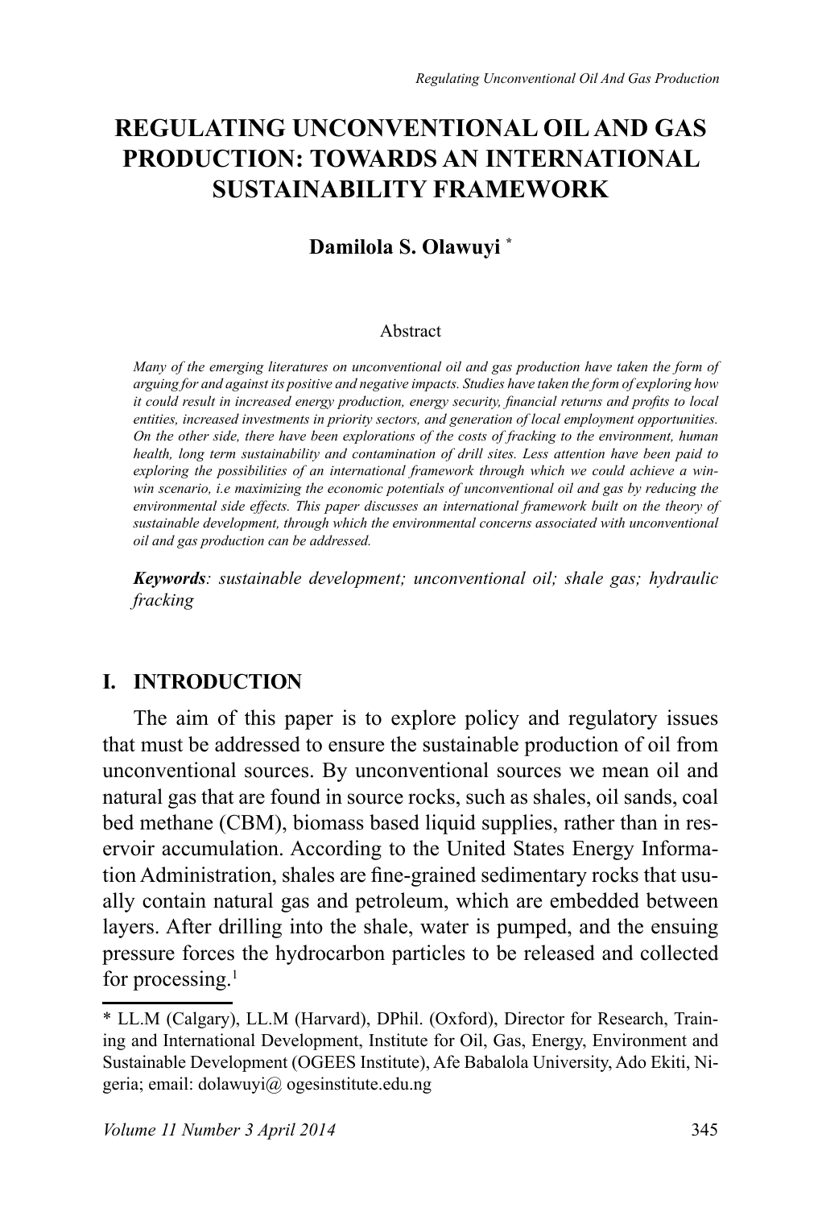# REGULATING UNCONVENTIONAL OIL AND GAS PRODUCTION: TOWARDS AN INTERNATIONAL SUSTAINABILITY FRAMEWORK

**Damilola S. Olawuyi** *

Abstract

*Many of the emerging literatures on unconventional oil and gas production have taken the form of arguing for and against its positive and negative impacts. Studies have taken the form of exploring how it could result in increased energy production, energy security, financial returns and profits to local entities, increased investments in priority sectors, and generation of local employment opportunities. On the other side, there have been explorations of the costs of fracking to the environment, human health, long term sustainability and contamination of drill sites. Less attention have been paid to exploring the possibilities of an international framework through which we could achieve a win-win scenario, i.e maximizing the economic potentials of unconventional oil and gas by reducing the environmental side effects. This paper discusses an international framework built on the theory of sustainable development, through which the environmental concerns associated with unconventional oil and gas production can be addressed.*

***Keywords**: sustainable development; unconventional oil; shale gas; hydraulic fracking*

## I. INTRODUCTION

The aim of this paper is to explore policy and regulatory issues that must be addressed to ensure the sustainable production of oil from unconventional sources. By unconventional sources we mean oil and natural gas that are found in source rocks, such as shales, oil sands, coal bed methane (CBM), biomass based liquid supplies, rather than in reservoir accumulation. According to the United States Energy Information Administration, shales are fine-grained sedimentary rocks that usually contain natural gas and petroleum, which are embedded between layers. After drilling into the shale, water is pumped, and the ensuing pressure forces the hydrocarbon particles to be released and collected for processing.[1]

---

\* LL.M (Calgary), LL.M (Harvard), DPhil. (Oxford), Director for Research, Training and International Development, Institute for Oil, Gas, Energy, Environment and Sustainable Development (OGEES Institute), Afe Babalola University, Ado Ekiti, Nigeria; email: dolawuyi@ ogesinstitute.edu.ng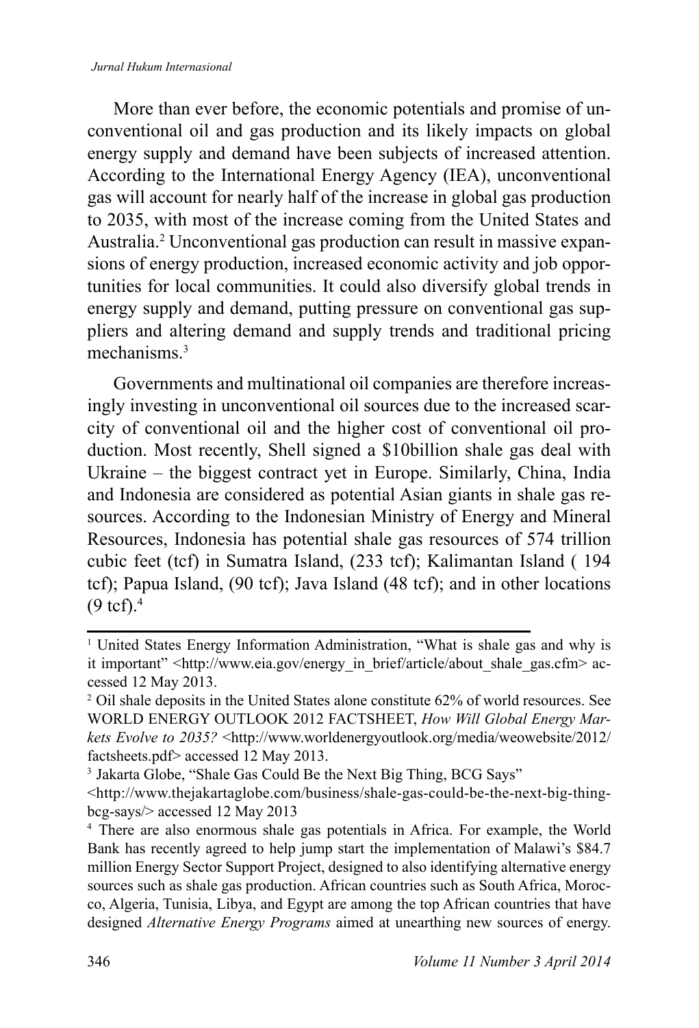More than ever before, the economic potentials and promise of unconventional oil and gas production and its likely impacts on global energy supply and demand have been subjects of increased attention. According to the International Energy Agency (IEA), unconventional gas will account for nearly half of the increase in global gas production to 2035, with most of the increase coming from the United States and Australia.[2] Unconventional gas production can result in massive expansions of energy production, increased economic activity and job opportunities for local communities. It could also diversify global trends in energy supply and demand, putting pressure on conventional gas suppliers and altering demand and supply trends and traditional pricing mechanisms.[3]

Governments and multinational oil companies are therefore increasingly investing in unconventional oil sources due to the increased scarcity of conventional oil and the higher cost of conventional oil production. Most recently, Shell signed a $10billion shale gas deal with Ukraine – the biggest contract yet in Europe. Similarly, China, India and Indonesia are considered as potential Asian giants in shale gas resources. According to the Indonesian Ministry of Energy and Mineral Resources, Indonesia has potential shale gas resources of 574 trillion cubic feet (tcf) in Sumatra Island, (233 tcf); Kalimantan Island ( 194 tcf); Papua Island, (90 tcf); Java Island (48 tcf); and in other locations (9 tcf).[4]

---

[1] United States Energy Information Administration, "What is shale gas and why is it important" <http://www.eia.gov/energy_in_brief/article/about_shale_gas.cfm> accessed 12 May 2013.

[2] Oil shale deposits in the United States alone constitute 62% of world resources. See WORLD ENERGY OUTLOOK 2012 FACTSHEET, *How Will Global Energy Markets Evolve to 2035?* <http://www.worldenergyoutlook.org/media/weowebsite/2012/factsheets.pdf> accessed 12 May 2013.

[3] Jakarta Globe, "Shale Gas Could Be the Next Big Thing, BCG Says" <http://www.thejakartaglobe.com/business/shale-gas-could-be-the-next-big-thing-bcg-says/> accessed 12 May 2013

[4] There are also enormous shale gas potentials in Africa. For example, the World Bank has recently agreed to help jump start the implementation of Malawi's $84.7 million Energy Sector Support Project, designed to also identifying alternative energy sources such as shale gas production. African countries such as South Africa, Morocco, Algeria, Tunisia, Libya, and Egypt are among the top African countries that have designed *Alternative Energy Programs* aimed at unearthing new sources of energy.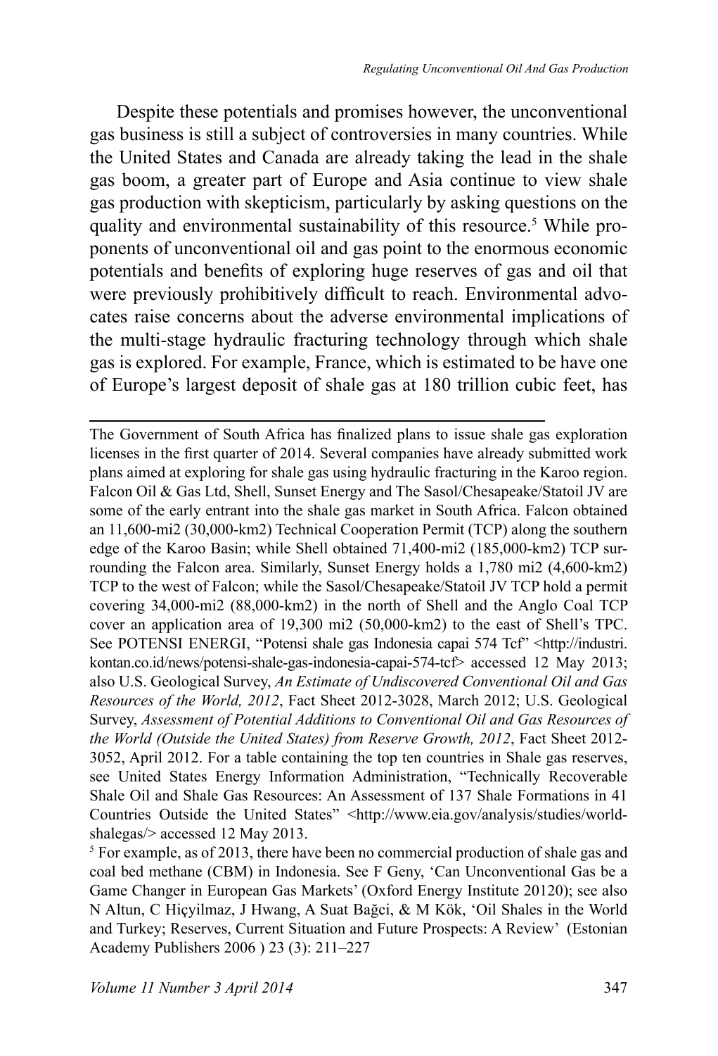Despite these potentials and promises however, the unconventional gas business is still a subject of controversies in many countries. While the United States and Canada are already taking the lead in the shale gas boom, a greater part of Europe and Asia continue to view shale gas production with skepticism, particularly by asking questions on the quality and environmental sustainability of this resource.[5] While proponents of unconventional oil and gas point to the enormous economic potentials and benefits of exploring huge reserves of gas and oil that were previously prohibitively difficult to reach. Environmental advocates raise concerns about the adverse environmental implications of the multi-stage hydraulic fracturing technology through which shale gas is explored. For example, France, which is estimated to be have one of Europe's largest deposit of shale gas at 180 trillion cubic feet, has

---

The Government of South Africa has finalized plans to issue shale gas exploration licenses in the first quarter of 2014. Several companies have already submitted work plans aimed at exploring for shale gas using hydraulic fracturing in the Karoo region. Falcon Oil & Gas Ltd, Shell, Sunset Energy and The Sasol/Chesapeake/Statoil JV are some of the early entrant into the shale gas market in South Africa. Falcon obtained an 11,600-mi2 (30,000-km2) Technical Cooperation Permit (TCP) along the southern edge of the Karoo Basin; while Shell obtained 71,400-mi2 (185,000-km2) TCP surrounding the Falcon area. Similarly, Sunset Energy holds a 1,780 mi2 (4,600-km2) TCP to the west of Falcon; while the Sasol/Chesapeake/Statoil JV TCP hold a permit covering 34,000-mi2 (88,000-km2) in the north of Shell and the Anglo Coal TCP cover an application area of 19,300 mi2 (50,000-km2) to the east of Shell's TPC. See POTENSI ENERGI, "Potensi shale gas Indonesia capai 574 Tcf" <http://industri.kontan.co.id/news/potensi-shale-gas-indonesia-capai-574-tcf> accessed 12 May 2013; also U.S. Geological Survey, *An Estimate of Undiscovered Conventional Oil and Gas Resources of the World, 2012*, Fact Sheet 2012-3028, March 2012; U.S. Geological Survey, *Assessment of Potential Additions to Conventional Oil and Gas Resources of the World (Outside the United States) from Reserve Growth, 2012*, Fact Sheet 2012-3052, April 2012. For a table containing the top ten countries in Shale gas reserves, see United States Energy Information Administration, "Technically Recoverable Shale Oil and Shale Gas Resources: An Assessment of 137 Shale Formations in 41 Countries Outside the United States" <http://www.eia.gov/analysis/studies/worldshalegas/> accessed 12 May 2013.

[5] For example, as of 2013, there have been no commercial production of shale gas and coal bed methane (CBM) in Indonesia. See F Geny, 'Can Unconventional Gas be a Game Changer in European Gas Markets' (Oxford Energy Institute 20120); see also N Altun, C Hiçyilmaz, J Hwang, A Suat Bağci, & M Kök, 'Oil Shales in the World and Turkey; Reserves, Current Situation and Future Prospects: A Review' (Estonian Academy Publishers 2006 ) 23 (3): 211–227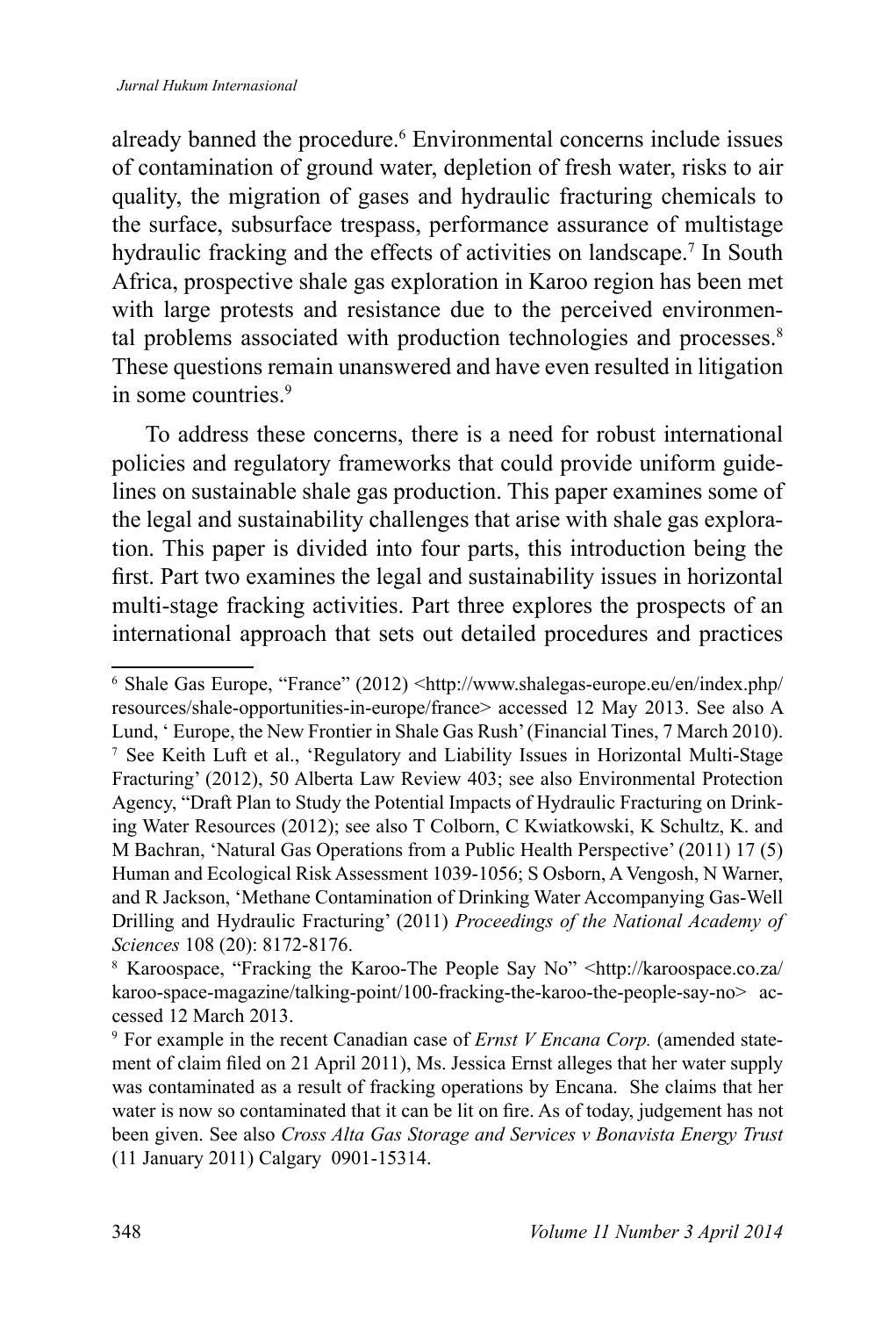already banned the procedure.[6] Environmental concerns include issues of contamination of ground water, depletion of fresh water, risks to air quality, the migration of gases and hydraulic fracturing chemicals to the surface, subsurface trespass, performance assurance of multistage hydraulic fracking and the effects of activities on landscape.[7] In South Africa, prospective shale gas exploration in Karoo region has been met with large protests and resistance due to the perceived environmental problems associated with production technologies and processes.[8] These questions remain unanswered and have even resulted in litigation in some countries.[9]

To address these concerns, there is a need for robust international policies and regulatory frameworks that could provide uniform guidelines on sustainable shale gas production. This paper examines some of the legal and sustainability challenges that arise with shale gas exploration. This paper is divided into four parts, this introduction being the first. Part two examines the legal and sustainability issues in horizontal multi-stage fracking activities. Part three explores the prospects of an international approach that sets out detailed procedures and practices

---

[6] Shale Gas Europe, "France" (2012) <http://www.shalegas-europe.eu/en/index.php/resources/shale-opportunities-in-europe/france> accessed 12 May 2013. See also A Lund, ' Europe, the New Frontier in Shale Gas Rush' (Financial Tines, 7 March 2010).

[7] See Keith Luft et al., 'Regulatory and Liability Issues in Horizontal Multi-Stage Fracturing' (2012), 50 Alberta Law Review 403; see also Environmental Protection Agency, "Draft Plan to Study the Potential Impacts of Hydraulic Fracturing on Drinking Water Resources (2012); see also T Colborn, C Kwiatkowski, K Schultz, K. and M Bachran, 'Natural Gas Operations from a Public Health Perspective' (2011) 17 (5) Human and Ecological Risk Assessment 1039-1056; S Osborn, A Vengosh, N Warner, and R Jackson, 'Methane Contamination of Drinking Water Accompanying Gas-Well Drilling and Hydraulic Fracturing' (2011) *Proceedings of the National Academy of Sciences* 108 (20): 8172-8176.

[8] Karoospace, "Fracking the Karoo-The People Say No" <http://karoospace.co.za/karoo-space-magazine/talking-point/100-fracking-the-karoo-the-people-say-no> accessed 12 March 2013.

[9] For example in the recent Canadian case of *Ernst V Encana Corp.* (amended statement of claim filed on 21 April 2011), Ms. Jessica Ernst alleges that her water supply was contaminated as a result of fracking operations by Encana. She claims that her water is now so contaminated that it can be lit on fire. As of today, judgement has not been given. See also *Cross Alta Gas Storage and Services v Bonavista Energy Trust* (11 January 2011) Calgary 0901-15314.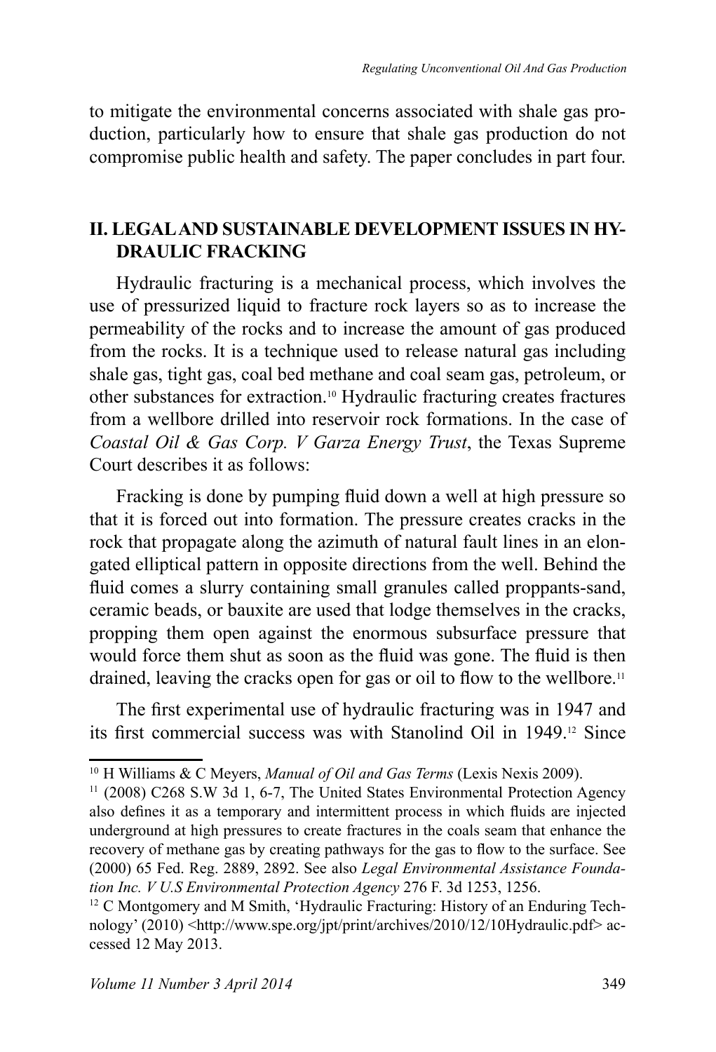to mitigate the environmental concerns associated with shale gas production, particularly how to ensure that shale gas production do not compromise public health and safety. The paper concludes in part four.

## II. LEGAL AND SUSTAINABLE DEVELOPMENT ISSUES IN HYDRAULIC FRACKING

Hydraulic fracturing is a mechanical process, which involves the use of pressurized liquid to fracture rock layers so as to increase the permeability of the rocks and to increase the amount of gas produced from the rocks. It is a technique used to release natural gas including shale gas, tight gas, coal bed methane and coal seam gas, petroleum, or other substances for extraction.[10] Hydraulic fracturing creates fractures from a wellbore drilled into reservoir rock formations. In the case of *Coastal Oil & Gas Corp. V Garza Energy Trust*, the Texas Supreme Court describes it as follows:

Fracking is done by pumping fluid down a well at high pressure so that it is forced out into formation. The pressure creates cracks in the rock that propagate along the azimuth of natural fault lines in an elongated elliptical pattern in opposite directions from the well. Behind the fluid comes a slurry containing small granules called proppants-sand, ceramic beads, or bauxite are used that lodge themselves in the cracks, propping them open against the enormous subsurface pressure that would force them shut as soon as the fluid was gone. The fluid is then drained, leaving the cracks open for gas or oil to flow to the wellbore.[11]

The first experimental use of hydraulic fracturing was in 1947 and its first commercial success was with Stanolind Oil in 1949.[12] Since

---

[10] H Williams & C Meyers, *Manual of Oil and Gas Terms* (Lexis Nexis 2009).

[11] (2008) C268 S.W 3d 1, 6-7, The United States Environmental Protection Agency also defines it as a temporary and intermittent process in which fluids are injected underground at high pressures to create fractures in the coals seam that enhance the recovery of methane gas by creating pathways for the gas to flow to the surface. See (2000) 65 Fed. Reg. 2889, 2892. See also *Legal Environmental Assistance Foundation Inc. V U.S Environmental Protection Agency* 276 F. 3d 1253, 1256.

[12] C Montgomery and M Smith, 'Hydraulic Fracturing: History of an Enduring Technology' (2010) <http://www.spe.org/jpt/print/archives/2010/12/10Hydraulic.pdf> accessed 12 May 2013.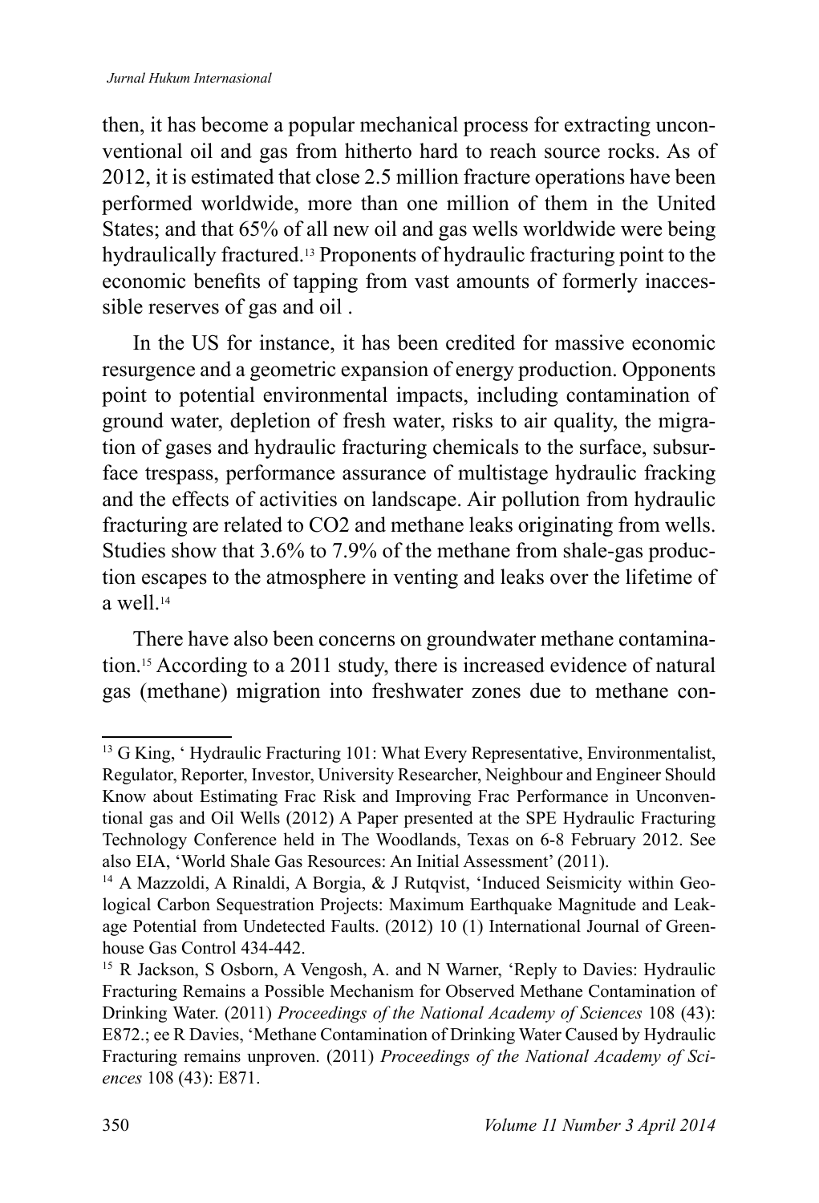then, it has become a popular mechanical process for extracting unconventional oil and gas from hitherto hard to reach source rocks. As of 2012, it is estimated that close 2.5 million fracture operations have been performed worldwide, more than one million of them in the United States; and that 65% of all new oil and gas wells worldwide were being hydraulically fractured.[13] Proponents of hydraulic fracturing point to the economic benefits of tapping from vast amounts of formerly inaccessible reserves of gas and oil .

In the US for instance, it has been credited for massive economic resurgence and a geometric expansion of energy production. Opponents point to potential environmental impacts, including contamination of ground water, depletion of fresh water, risks to air quality, the migration of gases and hydraulic fracturing chemicals to the surface, subsurface trespass, performance assurance of multistage hydraulic fracking and the effects of activities on landscape. Air pollution from hydraulic fracturing are related to $CO_2$ and methane leaks originating from wells. Studies show that 3.6% to 7.9% of the methane from shale-gas production escapes to the atmosphere in venting and leaks over the lifetime of a well.[14]

There have also been concerns on groundwater methane contamination.[15] According to a 2011 study, there is increased evidence of natural gas (methane) migration into freshwater zones due to methane con-

---

[13] G King, ' Hydraulic Fracturing 101: What Every Representative, Environmentalist, Regulator, Reporter, Investor, University Researcher, Neighbour and Engineer Should Know about Estimating Frac Risk and Improving Frac Performance in Unconventional gas and Oil Wells (2012) A Paper presented at the SPE Hydraulic Fracturing Technology Conference held in The Woodlands, Texas on 6-8 February 2012. See also EIA, 'World Shale Gas Resources: An Initial Assessment' (2011).

[14] A Mazzoldi, A Rinaldi, A Borgia, & J Rutqvist, 'Induced Seismicity within Geological Carbon Sequestration Projects: Maximum Earthquake Magnitude and Leakage Potential from Undetected Faults. (2012) 10 (1) International Journal of Greenhouse Gas Control 434-442.

[15] R Jackson, S Osborn, A Vengosh, A. and N Warner, 'Reply to Davies: Hydraulic Fracturing Remains a Possible Mechanism for Observed Methane Contamination of Drinking Water. (2011) *Proceedings of the National Academy of Sciences* 108 (43): E872.; ee R Davies, 'Methane Contamination of Drinking Water Caused by Hydraulic Fracturing remains unproven. (2011) *Proceedings of the National Academy of Sciences* 108 (43): E871.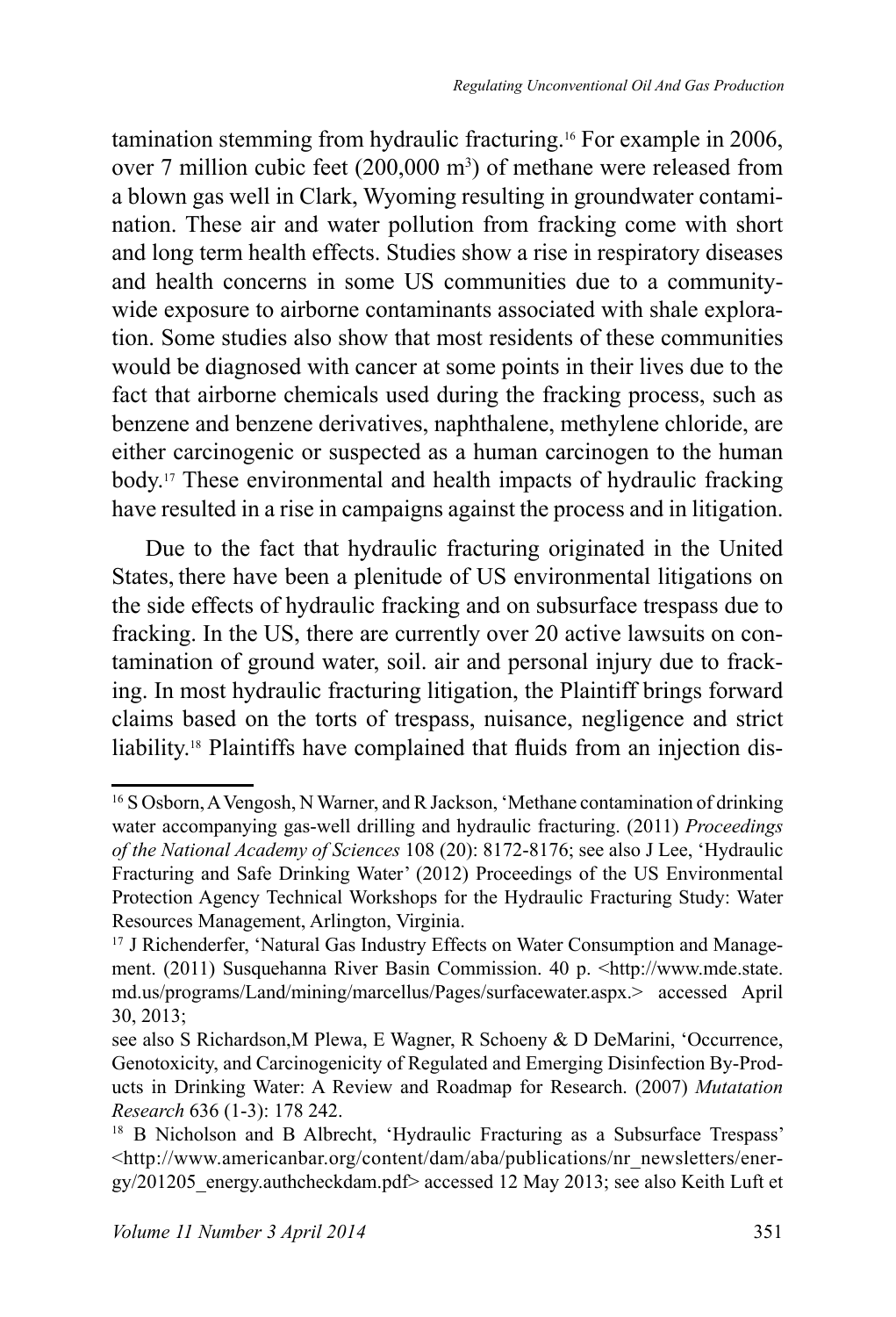tamination stemming from hydraulic fracturing.[16] For example in 2006, over 7 million cubic feet (200,000 $m^3$) of methane were released from a blown gas well in Clark, Wyoming resulting in groundwater contamination. These air and water pollution from fracking come with short and long term health effects. Studies show a rise in respiratory diseases and health concerns in some US communities due to a community-wide exposure to airborne contaminants associated with shale exploration. Some studies also show that most residents of these communities would be diagnosed with cancer at some points in their lives due to the fact that airborne chemicals used during the fracking process, such as benzene and benzene derivatives, naphthalene, methylene chloride, are either carcinogenic or suspected as a human carcinogen to the human body.[17] These environmental and health impacts of hydraulic fracking have resulted in a rise in campaigns against the process and in litigation.

Due to the fact that hydraulic fracturing originated in the United States, there have been a plenitude of US environmental litigations on the side effects of hydraulic fracking and on subsurface trespass due to fracking. In the US, there are currently over 20 active lawsuits on contamination of ground water, soil. air and personal injury due to fracking. In most hydraulic fracturing litigation, the Plaintiff brings forward claims based on the torts of trespass, nuisance, negligence and strict liability.[18] Plaintiffs have complained that fluids from an injection dis-

---

[16] S Osborn, A Vengosh, N Warner, and R Jackson, 'Methane contamination of drinking water accompanying gas-well drilling and hydraulic fracturing. (2011) *Proceedings of the National Academy of Sciences* 108 (20): 8172-8176; see also J Lee, 'Hydraulic Fracturing and Safe Drinking Water' (2012) Proceedings of the US Environmental Protection Agency Technical Workshops for the Hydraulic Fracturing Study: Water Resources Management, Arlington, Virginia.

[17] J Richenderfer, 'Natural Gas Industry Effects on Water Consumption and Management. (2011) Susquehanna River Basin Commission. 40 p. <http://www.mde.state.md.us/programs/Land/mining/marcellus/Pages/surfacewater.aspx.> accessed April 30, 2013;

see also S Richardson,M Plewa, E Wagner, R Schoeny & D DeMarini, 'Occurrence, Genotoxicity, and Carcinogenicity of Regulated and Emerging Disinfection By-Products in Drinking Water: A Review and Roadmap for Research. (2007) *Mutatation Research* 636 (1-3): 178 242.

[18] B Nicholson and B Albrecht, 'Hydraulic Fracturing as a Subsurface Trespass' <http://www.americanbar.org/content/dam/aba/publications/nr_newsletters/energy/201205_energy.authcheckdam.pdf> accessed 12 May 2013; see also Keith Luft et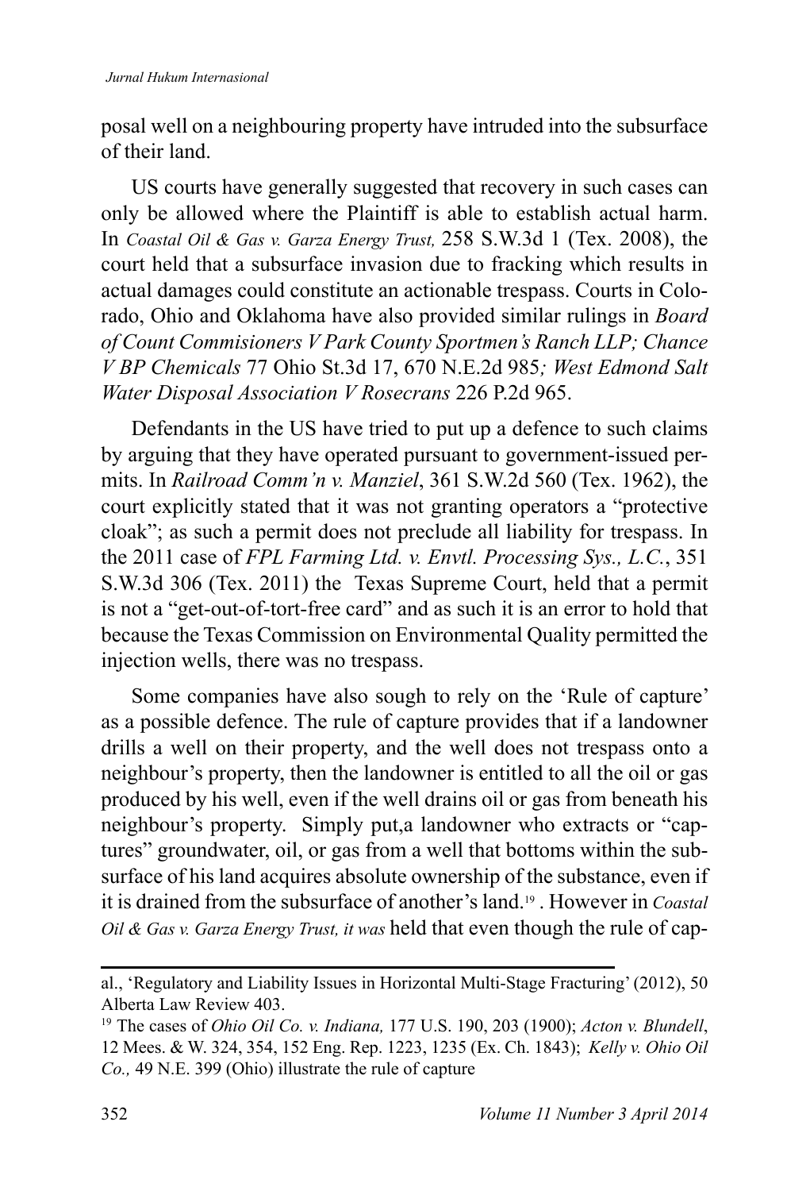posal well on a neighbouring property have intruded into the subsurface of their land.

US courts have generally suggested that recovery in such cases can only be allowed where the Plaintiff is able to establish actual harm. In *Coastal Oil & Gas v. Garza Energy Trust,* 258 S.W.3d 1 (Tex. 2008), the court held that a subsurface invasion due to fracking which results in actual damages could constitute an actionable trespass. Courts in Colorado, Ohio and Oklahoma have also provided similar rulings in *Board of Count Commisioners V Park County Sportmen's Ranch LLP; Chance V BP Chemicals* 77 Ohio St.3d 17, 670 N.E.2d 985*; West Edmond Salt Water Disposal Association V Rosecrans* 226 P.2d 965.

Defendants in the US have tried to put up a defence to such claims by arguing that they have operated pursuant to government-issued permits. In *Railroad Comm'n v. Manziel*, 361 S.W.2d 560 (Tex. 1962), the court explicitly stated that it was not granting operators a "protective cloak"; as such a permit does not preclude all liability for trespass. In the 2011 case of *FPL Farming Ltd. v. Envtl. Processing Sys., L.C.*, 351 S.W.3d 306 (Tex. 2011) the Texas Supreme Court, held that a permit is not a "get-out-of-tort-free card" and as such it is an error to hold that because the Texas Commission on Environmental Quality permitted the injection wells, there was no trespass.

Some companies have also sough to rely on the 'Rule of capture' as a possible defence. The rule of capture provides that if a landowner drills a well on their property, and the well does not trespass onto a neighbour's property, then the landowner is entitled to all the oil or gas produced by his well, even if the well drains oil or gas from beneath his neighbour's property. Simply put,a landowner who extracts or "captures" groundwater, oil, or gas from a well that bottoms within the subsurface of his land acquires absolute ownership of the substance, even if it is drained from the subsurface of another's land.[19] . However in *Coastal Oil & Gas v. Garza Energy Trust, it was* held that even though the rule of cap-

---

al., 'Regulatory and Liability Issues in Horizontal Multi-Stage Fracturing' (2012), 50 Alberta Law Review 403.

[19] The cases of *Ohio Oil Co. v. Indiana,* 177 U.S. 190, 203 (1900); *Acton v. Blundell*, 12 Mees. & W. 324, 354, 152 Eng. Rep. 1223, 1235 (Ex. Ch. 1843); *Kelly v. Ohio Oil Co.,* 49 N.E. 399 (Ohio) illustrate the rule of capture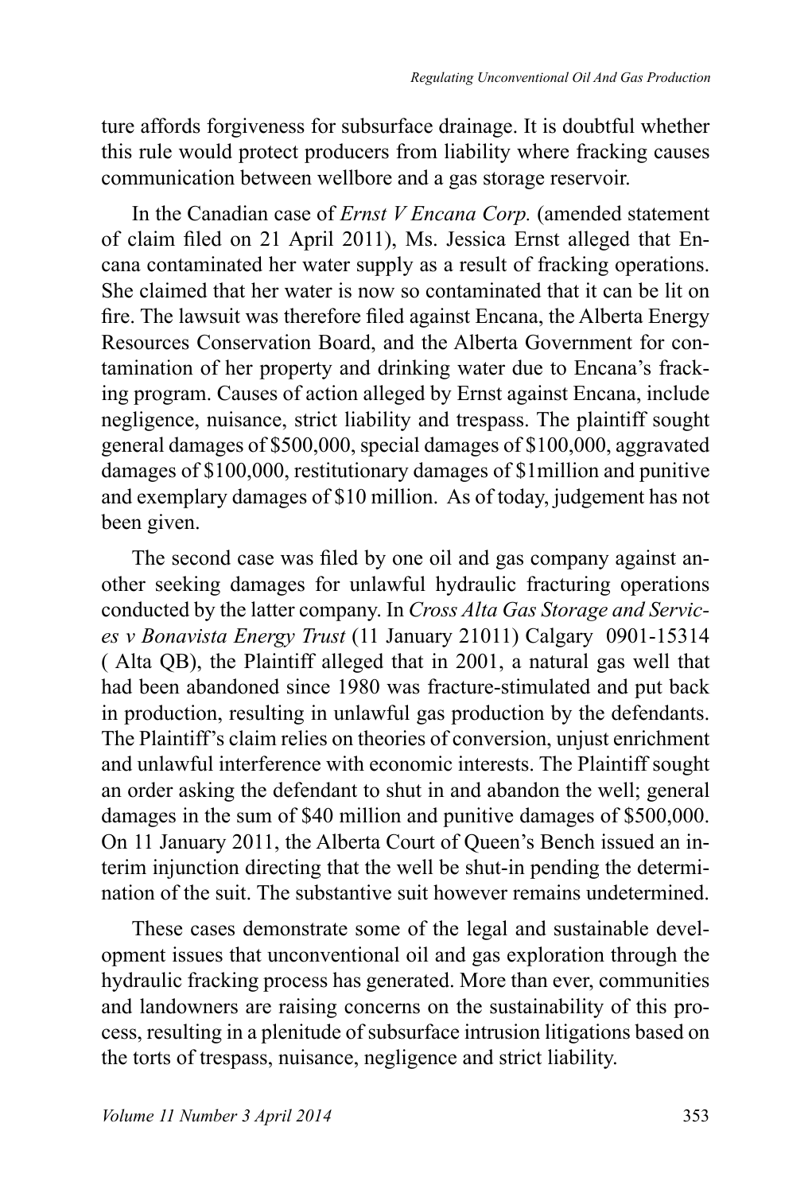ture affords forgiveness for subsurface drainage. It is doubtful whether this rule would protect producers from liability where fracking causes communication between wellbore and a gas storage reservoir.

In the Canadian case of *Ernst V Encana Corp.* (amended statement of claim filed on 21 April 2011), Ms. Jessica Ernst alleged that Encana contaminated her water supply as a result of fracking operations. She claimed that her water is now so contaminated that it can be lit on fire. The lawsuit was therefore filed against Encana, the Alberta Energy Resources Conservation Board, and the Alberta Government for contamination of her property and drinking water due to Encana's fracking program. Causes of action alleged by Ernst against Encana, include negligence, nuisance, strict liability and trespass. The plaintiff sought general damages of $500,000, special damages of $100,000, aggravated damages of $100,000, restitutionary damages of $1million and punitive and exemplary damages of $10 million. As of today, judgement has not been given.

The second case was filed by one oil and gas company against another seeking damages for unlawful hydraulic fracturing operations conducted by the latter company. In *Cross Alta Gas Storage and Services v Bonavista Energy Trust* (11 January 21011) Calgary 0901-15314 ( Alta QB), the Plaintiff alleged that in 2001, a natural gas well that had been abandoned since 1980 was fracture-stimulated and put back in production, resulting in unlawful gas production by the defendants. The Plaintiff's claim relies on theories of conversion, unjust enrichment and unlawful interference with economic interests. The Plaintiff sought an order asking the defendant to shut in and abandon the well; general damages in the sum of $40 million and punitive damages of $500,000. On 11 January 2011, the Alberta Court of Queen's Bench issued an interim injunction directing that the well be shut-in pending the determination of the suit. The substantive suit however remains undetermined.

These cases demonstrate some of the legal and sustainable development issues that unconventional oil and gas exploration through the hydraulic fracking process has generated. More than ever, communities and landowners are raising concerns on the sustainability of this process, resulting in a plenitude of subsurface intrusion litigations based on the torts of trespass, nuisance, negligence and strict liability.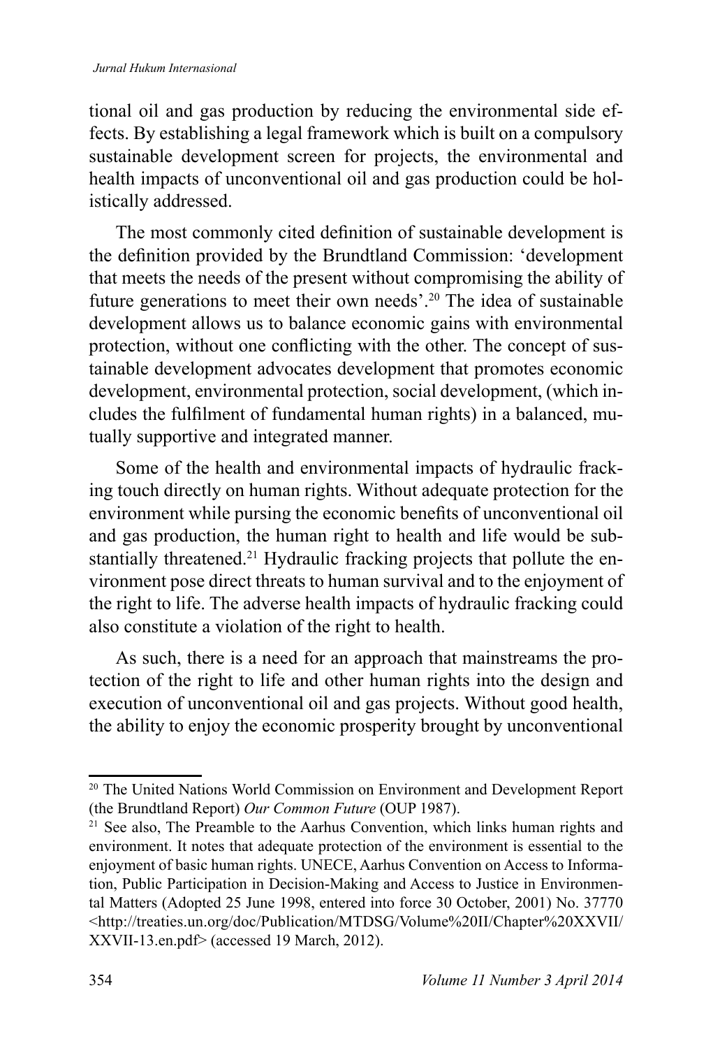tional oil and gas production by reducing the environmental side effects. By establishing a legal framework which is built on a compulsory sustainable development screen for projects, the environmental and health impacts of unconventional oil and gas production could be holistically addressed.

The most commonly cited definition of sustainable development is the definition provided by the Brundtland Commission: 'development that meets the needs of the present without compromising the ability of future generations to meet their own needs'.[20] The idea of sustainable development allows us to balance economic gains with environmental protection, without one conflicting with the other. The concept of sustainable development advocates development that promotes economic development, environmental protection, social development, (which includes the fulfilment of fundamental human rights) in a balanced, mutually supportive and integrated manner.

Some of the health and environmental impacts of hydraulic fracking touch directly on human rights. Without adequate protection for the environment while pursing the economic benefits of unconventional oil and gas production, the human right to health and life would be substantially threatened.[21] Hydraulic fracking projects that pollute the environment pose direct threats to human survival and to the enjoyment of the right to life. The adverse health impacts of hydraulic fracking could also constitute a violation of the right to health.

As such, there is a need for an approach that mainstreams the protection of the right to life and other human rights into the design and execution of unconventional oil and gas projects. Without good health, the ability to enjoy the economic prosperity brought by unconventional

---

[20] The United Nations World Commission on Environment and Development Report (the Brundtland Report) *Our Common Future* (OUP 1987).

[21] See also, The Preamble to the Aarhus Convention, which links human rights and environment. It notes that adequate protection of the environment is essential to the enjoyment of basic human rights. UNECE, Aarhus Convention on Access to Information, Public Participation in Decision-Making and Access to Justice in Environmental Matters (Adopted 25 June 1998, entered into force 30 October, 2001) No. 37770 <http://treaties.un.org/doc/Publication/MTDSG/Volume%20II/Chapter%20XXVII/XXVII-13.en.pdf> (accessed 19 March, 2012).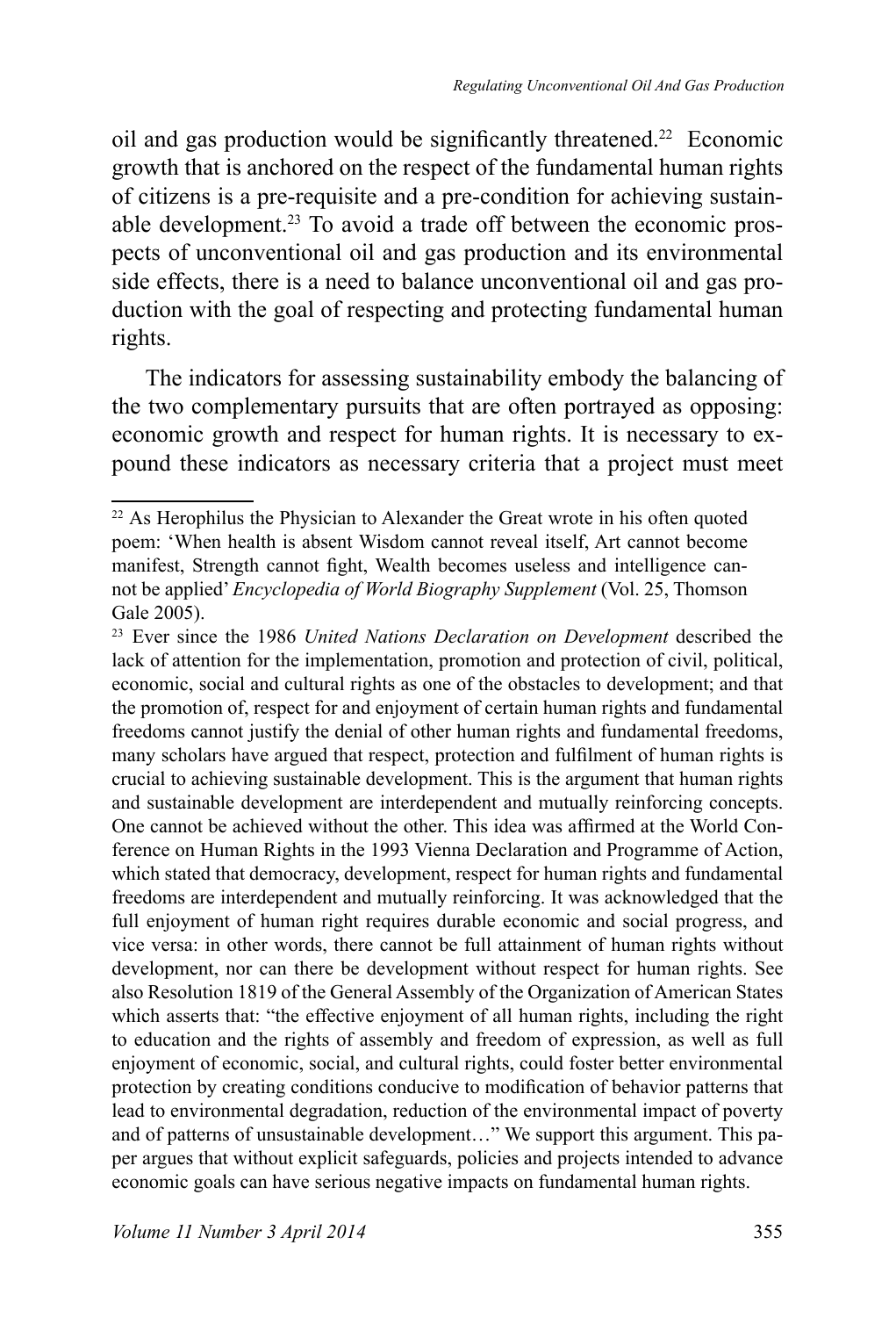oil and gas production would be significantly threatened.[22] Economic growth that is anchored on the respect of the fundamental human rights of citizens is a pre-requisite and a pre-condition for achieving sustainable development.[23] To avoid a trade off between the economic prospects of unconventional oil and gas production and its environmental side effects, there is a need to balance unconventional oil and gas production with the goal of respecting and protecting fundamental human rights.

The indicators for assessing sustainability embody the balancing of the two complementary pursuits that are often portrayed as opposing: economic growth and respect for human rights. It is necessary to expound these indicators as necessary criteria that a project must meet

---

[22] As Herophilus the Physician to Alexander the Great wrote in his often quoted poem: 'When health is absent Wisdom cannot reveal itself, Art cannot become manifest, Strength cannot fight, Wealth becomes useless and intelligence cannot be applied' *Encyclopedia of World Biography Supplement* (Vol. 25, Thomson Gale 2005).

[23] Ever since the 1986 *United Nations Declaration on Development* described the lack of attention for the implementation, promotion and protection of civil, political, economic, social and cultural rights as one of the obstacles to development; and that the promotion of, respect for and enjoyment of certain human rights and fundamental freedoms cannot justify the denial of other human rights and fundamental freedoms, many scholars have argued that respect, protection and fulfilment of human rights is crucial to achieving sustainable development. This is the argument that human rights and sustainable development are interdependent and mutually reinforcing concepts. One cannot be achieved without the other. This idea was affirmed at the World Conference on Human Rights in the 1993 Vienna Declaration and Programme of Action, which stated that democracy, development, respect for human rights and fundamental freedoms are interdependent and mutually reinforcing. It was acknowledged that the full enjoyment of human right requires durable economic and social progress, and vice versa: in other words, there cannot be full attainment of human rights without development, nor can there be development without respect for human rights. See also Resolution 1819 of the General Assembly of the Organization of American States which asserts that: "the effective enjoyment of all human rights, including the right to education and the rights of assembly and freedom of expression, as well as full enjoyment of economic, social, and cultural rights, could foster better environmental protection by creating conditions conducive to modification of behavior patterns that lead to environmental degradation, reduction of the environmental impact of poverty and of patterns of unsustainable development…" We support this argument. This paper argues that without explicit safeguards, policies and projects intended to advance economic goals can have serious negative impacts on fundamental human rights.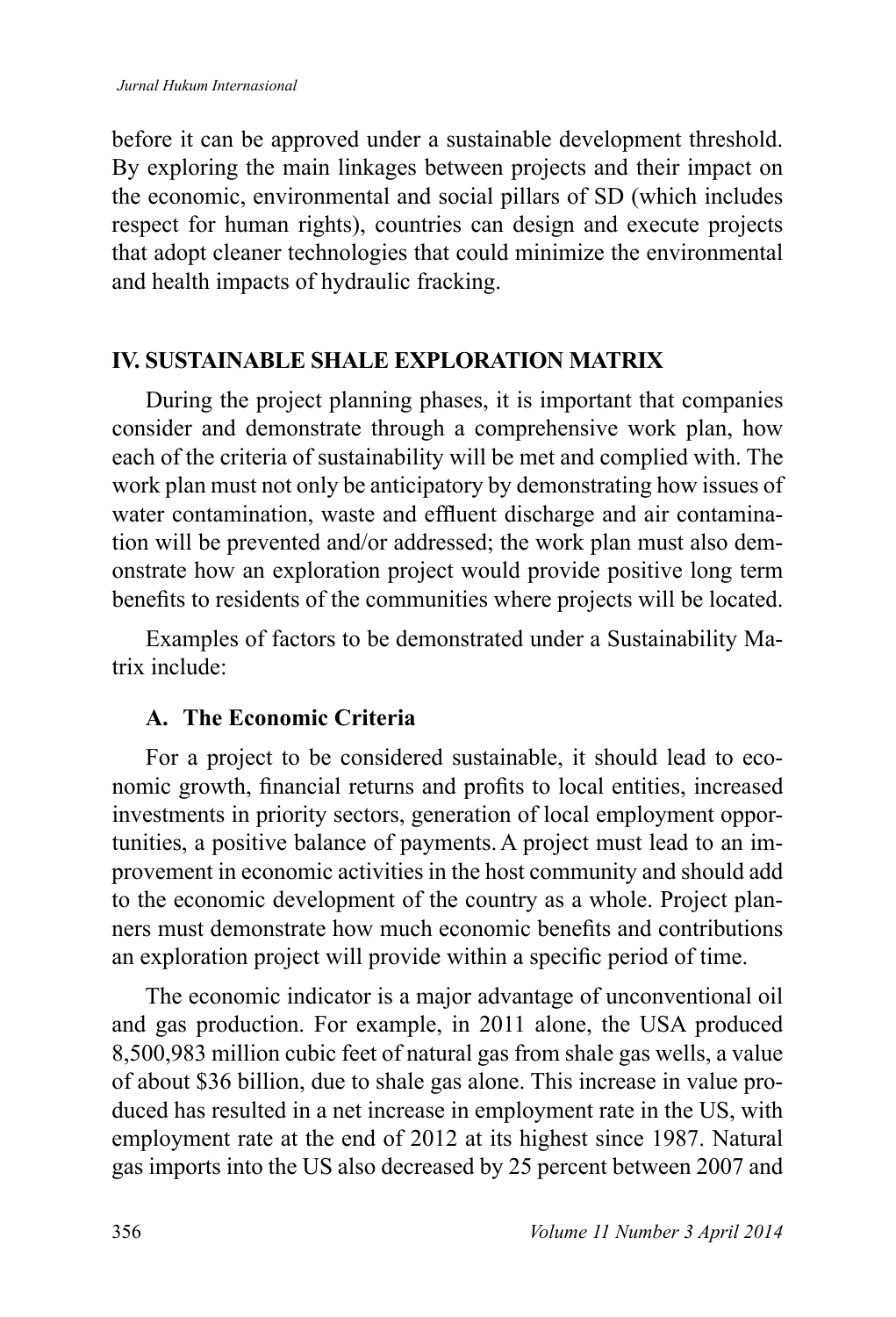before it can be approved under a sustainable development threshold. By exploring the main linkages between projects and their impact on the economic, environmental and social pillars of SD (which includes respect for human rights), countries can design and execute projects that adopt cleaner technologies that could minimize the environmental and health impacts of hydraulic fracking.

## IV. SUSTAINABLE SHALE EXPLORATION MATRIX

During the project planning phases, it is important that companies consider and demonstrate through a comprehensive work plan, how each of the criteria of sustainability will be met and complied with. The work plan must not only be anticipatory by demonstrating how issues of water contamination, waste and effluent discharge and air contamination will be prevented and/or addressed; the work plan must also demonstrate how an exploration project would provide positive long term benefits to residents of the communities where projects will be located.

Examples of factors to be demonstrated under a Sustainability Matrix include:

### A. The Economic Criteria

For a project to be considered sustainable, it should lead to economic growth, financial returns and profits to local entities, increased investments in priority sectors, generation of local employment opportunities, a positive balance of payments. A project must lead to an improvement in economic activities in the host community and should add to the economic development of the country as a whole. Project planners must demonstrate how much economic benefits and contributions an exploration project will provide within a specific period of time.

The economic indicator is a major advantage of unconventional oil and gas production. For example, in 2011 alone, the USA produced 8,500,983 million cubic feet of natural gas from shale gas wells, a value of about $36 billion, due to shale gas alone. This increase in value produced has resulted in a net increase in employment rate in the US, with employment rate at the end of 2012 at its highest since 1987. Natural gas imports into the US also decreased by 25 percent between 2007 and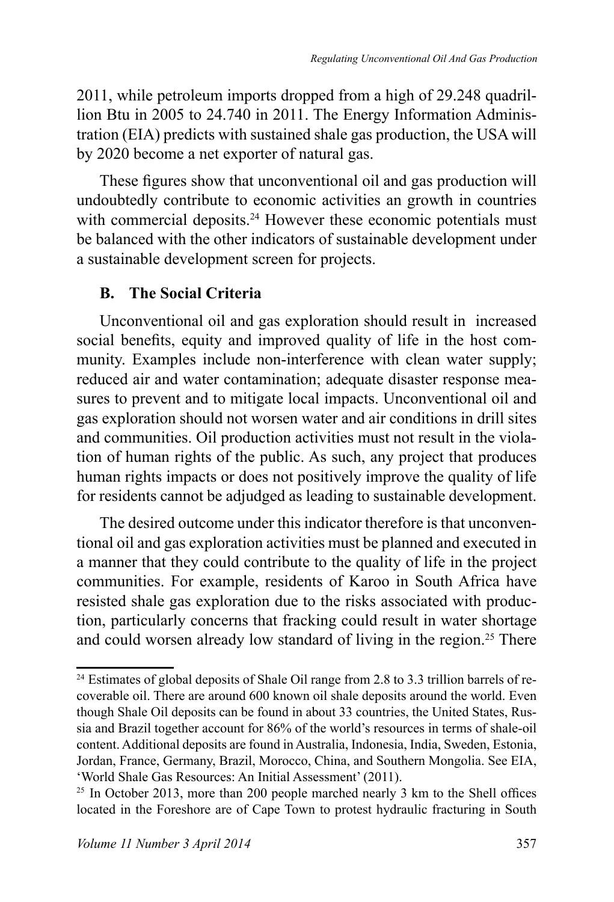2011, while petroleum imports dropped from a high of 29.248 quadrillion Btu in 2005 to 24.740 in 2011. The Energy Information Administration (EIA) predicts with sustained shale gas production, the USA will by 2020 become a net exporter of natural gas.

These figures show that unconventional oil and gas production will undoubtedly contribute to economic activities an growth in countries with commercial deposits.[24] However these economic potentials must be balanced with the other indicators of sustainable development under a sustainable development screen for projects.

### B. The Social Criteria

Unconventional oil and gas exploration should result in increased social benefits, equity and improved quality of life in the host community. Examples include non-interference with clean water supply; reduced air and water contamination; adequate disaster response measures to prevent and to mitigate local impacts. Unconventional oil and gas exploration should not worsen water and air conditions in drill sites and communities. Oil production activities must not result in the violation of human rights of the public. As such, any project that produces human rights impacts or does not positively improve the quality of life for residents cannot be adjudged as leading to sustainable development.

The desired outcome under this indicator therefore is that unconventional oil and gas exploration activities must be planned and executed in a manner that they could contribute to the quality of life in the project communities. For example, residents of Karoo in South Africa have resisted shale gas exploration due to the risks associated with production, particularly concerns that fracking could result in water shortage and could worsen already low standard of living in the region.[25] There

---

[24] Estimates of global deposits of Shale Oil range from 2.8 to 3.3 trillion barrels of recoverable oil. There are around 600 known oil shale deposits around the world. Even though Shale Oil deposits can be found in about 33 countries, the United States, Russia and Brazil together account for 86% of the world's resources in terms of shale-oil content. Additional deposits are found in Australia, Indonesia, India, Sweden, Estonia, Jordan, France, Germany, Brazil, Morocco, China, and Southern Mongolia. See EIA, 'World Shale Gas Resources: An Initial Assessment' (2011).

[25] In October 2013, more than 200 people marched nearly 3 km to the Shell offices located in the Foreshore are of Cape Town to protest hydraulic fracturing in South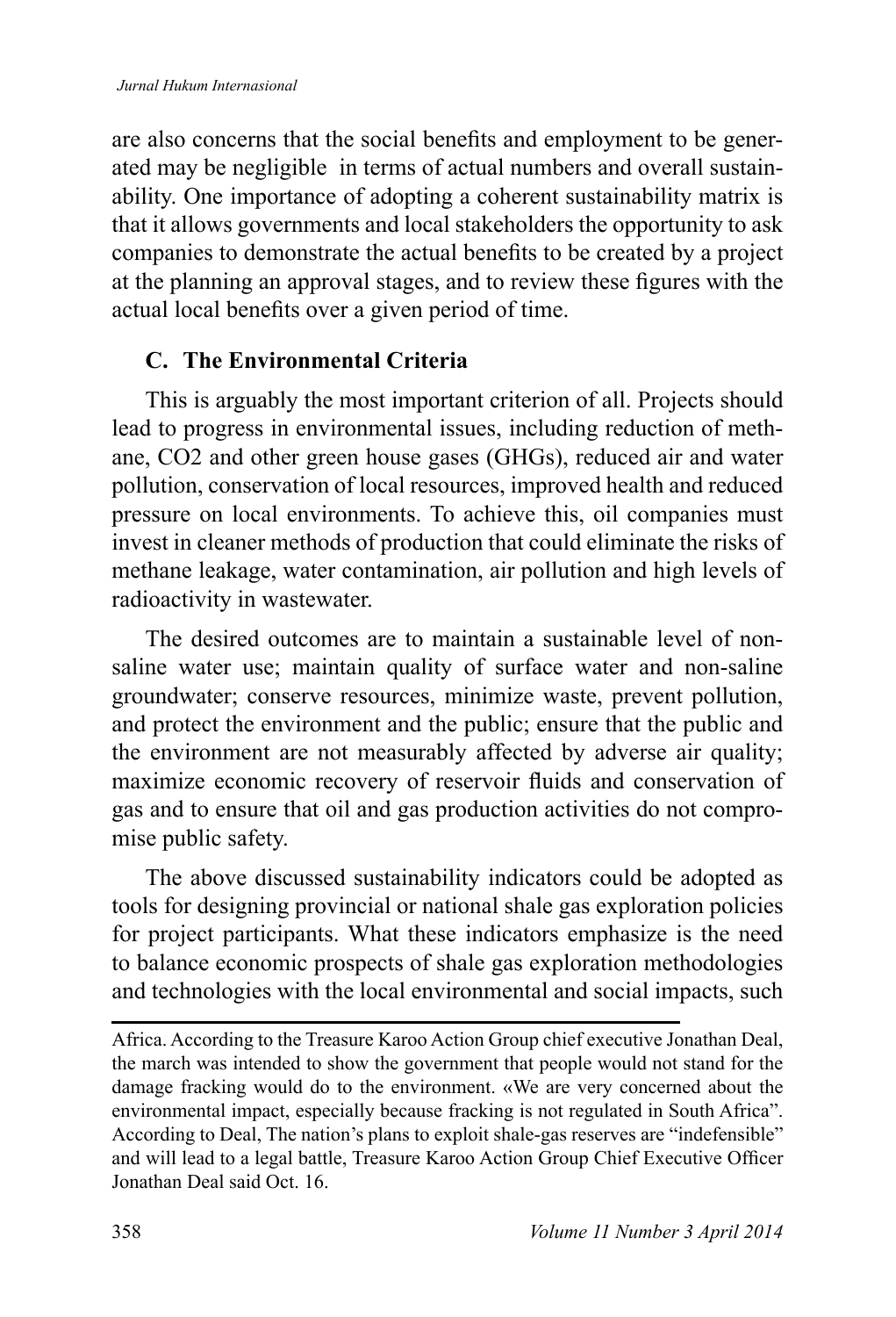are also concerns that the social benefits and employment to be generated may be negligible in terms of actual numbers and overall sustainability. One importance of adopting a coherent sustainability matrix is that it allows governments and local stakeholders the opportunity to ask companies to demonstrate the actual benefits to be created by a project at the planning an approval stages, and to review these figures with the actual local benefits over a given period of time.

### C. The Environmental Criteria

This is arguably the most important criterion of all. Projects should lead to progress in environmental issues, including reduction of methane, $CO_2$ and other green house gases (GHGs), reduced air and water pollution, conservation of local resources, improved health and reduced pressure on local environments. To achieve this, oil companies must invest in cleaner methods of production that could eliminate the risks of methane leakage, water contamination, air pollution and high levels of radioactivity in wastewater.

The desired outcomes are to maintain a sustainable level of non-saline water use; maintain quality of surface water and non-saline groundwater; conserve resources, minimize waste, prevent pollution, and protect the environment and the public; ensure that the public and the environment are not measurably affected by adverse air quality; maximize economic recovery of reservoir fluids and conservation of gas and to ensure that oil and gas production activities do not compromise public safety.

The above discussed sustainability indicators could be adopted as tools for designing provincial or national shale gas exploration policies for project participants. What these indicators emphasize is the need to balance economic prospects of shale gas exploration methodologies and technologies with the local environmental and social impacts, such

---

Africa. According to the Treasure Karoo Action Group chief executive Jonathan Deal, the march was intended to show the government that people would not stand for the damage fracking would do to the environment. «We are very concerned about the environmental impact, especially because fracking is not regulated in South Africa". According to Deal, The nation's plans to exploit shale-gas reserves are "indefensible" and will lead to a legal battle, Treasure Karoo Action Group Chief Executive Officer Jonathan Deal said Oct. 16.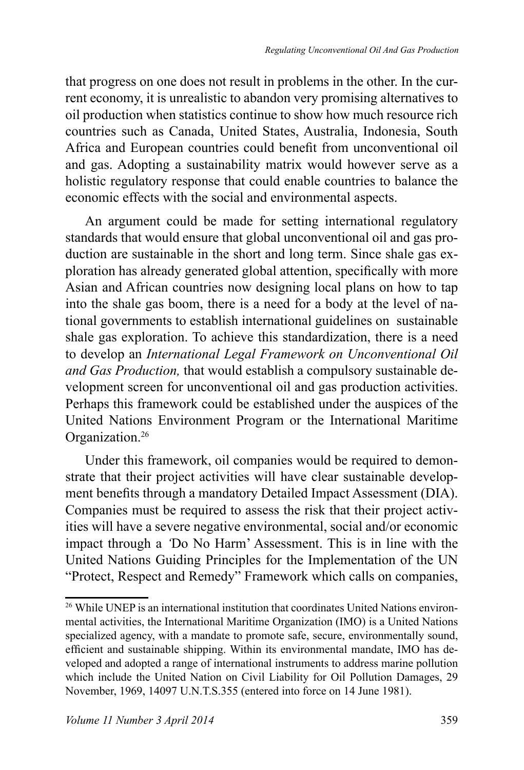that progress on one does not result in problems in the other. In the current economy, it is unrealistic to abandon very promising alternatives to oil production when statistics continue to show how much resource rich countries such as Canada, United States, Australia, Indonesia, South Africa and European countries could benefit from unconventional oil and gas. Adopting a sustainability matrix would however serve as a holistic regulatory response that could enable countries to balance the economic effects with the social and environmental aspects.

An argument could be made for setting international regulatory standards that would ensure that global unconventional oil and gas production are sustainable in the short and long term. Since shale gas exploration has already generated global attention, specifically with more Asian and African countries now designing local plans on how to tap into the shale gas boom, there is a need for a body at the level of national governments to establish international guidelines on sustainable shale gas exploration. To achieve this standardization, there is a need to develop an *International Legal Framework on Unconventional Oil and Gas Production,* that would establish a compulsory sustainable development screen for unconventional oil and gas production activities. Perhaps this framework could be established under the auspices of the United Nations Environment Program or the International Maritime Organization.[26]

Under this framework, oil companies would be required to demonstrate that their project activities will have clear sustainable development benefits through a mandatory Detailed Impact Assessment (DIA). Companies must be required to assess the risk that their project activities will have a severe negative environmental, social and/or economic impact through a 'Do No Harm' Assessment. This is in line with the United Nations Guiding Principles for the Implementation of the UN "Protect, Respect and Remedy" Framework which calls on companies,

---

[26] While UNEP is an international institution that coordinates United Nations environmental activities, the International Maritime Organization (IMO) is a United Nations specialized agency, with a mandate to promote safe, secure, environmentally sound, efficient and sustainable shipping. Within its environmental mandate, IMO has developed and adopted a range of international instruments to address marine pollution which include the United Nation on Civil Liability for Oil Pollution Damages, 29 November, 1969, 14097 U.N.T.S.355 (entered into force on 14 June 1981).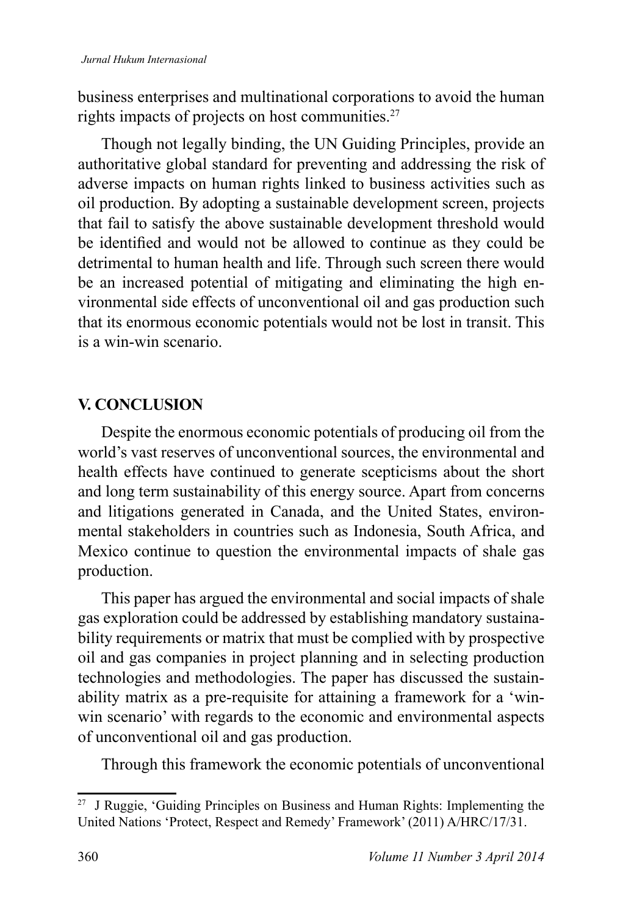business enterprises and multinational corporations to avoid the human rights impacts of projects on host communities.[27]

Though not legally binding, the UN Guiding Principles, provide an authoritative global standard for preventing and addressing the risk of adverse impacts on human rights linked to business activities such as oil production. By adopting a sustainable development screen, projects that fail to satisfy the above sustainable development threshold would be identified and would not be allowed to continue as they could be detrimental to human health and life. Through such screen there would be an increased potential of mitigating and eliminating the high environmental side effects of unconventional oil and gas production such that its enormous economic potentials would not be lost in transit. This is a win-win scenario.

## V. CONCLUSION

Despite the enormous economic potentials of producing oil from the world's vast reserves of unconventional sources, the environmental and health effects have continued to generate scepticisms about the short and long term sustainability of this energy source. Apart from concerns and litigations generated in Canada, and the United States, environmental stakeholders in countries such as Indonesia, South Africa, and Mexico continue to question the environmental impacts of shale gas production.

This paper has argued the environmental and social impacts of shale gas exploration could be addressed by establishing mandatory sustainability requirements or matrix that must be complied with by prospective oil and gas companies in project planning and in selecting production technologies and methodologies. The paper has discussed the sustainability matrix as a pre-requisite for attaining a framework for a 'win-win scenario' with regards to the economic and environmental aspects of unconventional oil and gas production.

Through this framework the economic potentials of unconventional

---

[27] J Ruggie, 'Guiding Principles on Business and Human Rights: Implementing the United Nations 'Protect, Respect and Remedy' Framework' (2011) A/HRC/17/31.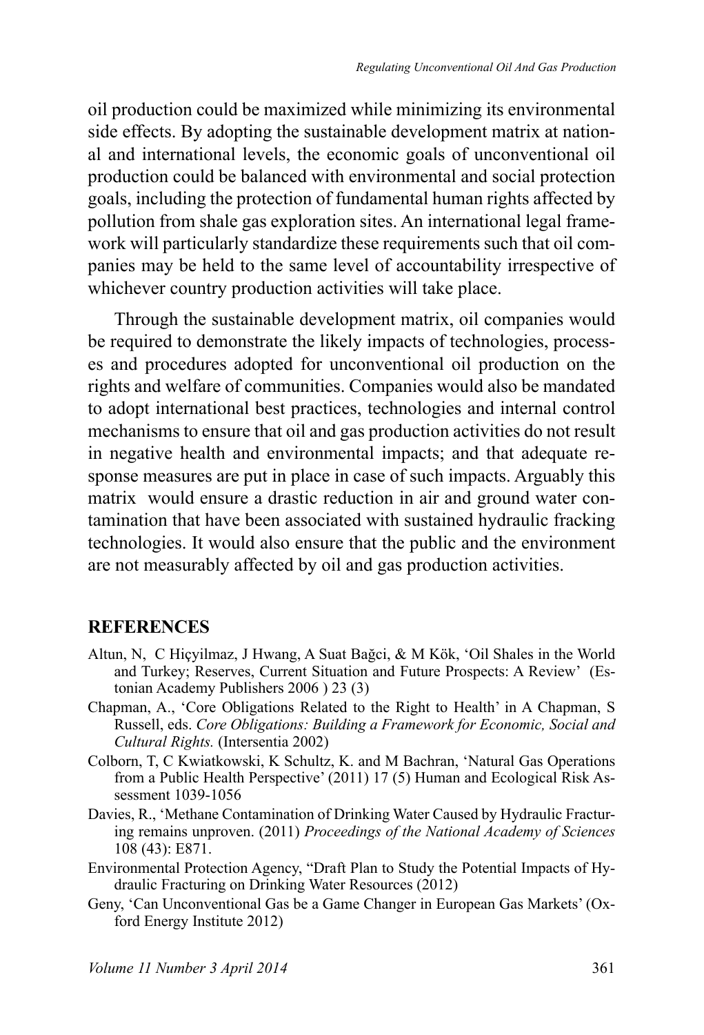oil production could be maximized while minimizing its environmental side effects. By adopting the sustainable development matrix at national and international levels, the economic goals of unconventional oil production could be balanced with environmental and social protection goals, including the protection of fundamental human rights affected by pollution from shale gas exploration sites. An international legal framework will particularly standardize these requirements such that oil companies may be held to the same level of accountability irrespective of whichever country production activities will take place.

Through the sustainable development matrix, oil companies would be required to demonstrate the likely impacts of technologies, processes and procedures adopted for unconventional oil production on the rights and welfare of communities. Companies would also be mandated to adopt international best practices, technologies and internal control mechanisms to ensure that oil and gas production activities do not result in negative health and environmental impacts; and that adequate response measures are put in place in case of such impacts. Arguably this matrix would ensure a drastic reduction in air and ground water contamination that have been associated with sustained hydraulic fracking technologies. It would also ensure that the public and the environment are not measurably affected by oil and gas production activities.

## REFERENCES

Altun, N, C Hiçyilmaz, J Hwang, A Suat Bağci, & M Kök, 'Oil Shales in the World and Turkey; Reserves, Current Situation and Future Prospects: A Review' (Estonian Academy Publishers 2006 ) 23 (3)

Chapman, A., 'Core Obligations Related to the Right to Health' in A Chapman, S Russell, eds. *Core Obligations: Building a Framework for Economic, Social and Cultural Rights.* (Intersentia 2002)

Colborn, T, C Kwiatkowski, K Schultz, K. and M Bachran, 'Natural Gas Operations from a Public Health Perspective' (2011) 17 (5) Human and Ecological Risk Assessment 1039-1056

Davies, R., 'Methane Contamination of Drinking Water Caused by Hydraulic Fracturing remains unproven. (2011) *Proceedings of the National Academy of Sciences* 108 (43): E871.

Environmental Protection Agency, "Draft Plan to Study the Potential Impacts of Hydraulic Fracturing on Drinking Water Resources (2012)

Geny, 'Can Unconventional Gas be a Game Changer in European Gas Markets' (Oxford Energy Institute 2012)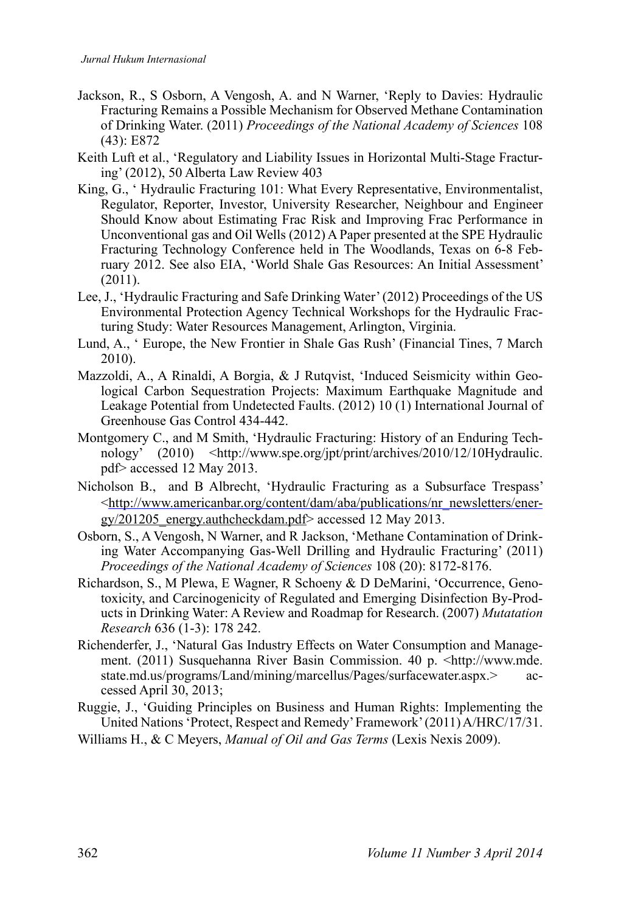Jackson, R., S Osborn, A Vengosh, A. and N Warner, 'Reply to Davies: Hydraulic Fracturing Remains a Possible Mechanism for Observed Methane Contamination of Drinking Water. (2011) *Proceedings of the National Academy of Sciences* 108 (43): E872

Keith Luft et al., 'Regulatory and Liability Issues in Horizontal Multi-Stage Fracturing' (2012), 50 Alberta Law Review 403

King, G., ' Hydraulic Fracturing 101: What Every Representative, Environmentalist, Regulator, Reporter, Investor, University Researcher, Neighbour and Engineer Should Know about Estimating Frac Risk and Improving Frac Performance in Unconventional gas and Oil Wells (2012) A Paper presented at the SPE Hydraulic Fracturing Technology Conference held in The Woodlands, Texas on 6-8 February 2012. See also EIA, 'World Shale Gas Resources: An Initial Assessment' (2011).

Lee, J., 'Hydraulic Fracturing and Safe Drinking Water' (2012) Proceedings of the US Environmental Protection Agency Technical Workshops for the Hydraulic Fracturing Study: Water Resources Management, Arlington, Virginia.

Lund, A., ' Europe, the New Frontier in Shale Gas Rush' (Financial Tines, 7 March 2010).

Mazzoldi, A., A Rinaldi, A Borgia, & J Rutqvist, 'Induced Seismicity within Geological Carbon Sequestration Projects: Maximum Earthquake Magnitude and Leakage Potential from Undetected Faults. (2012) 10 (1) International Journal of Greenhouse Gas Control 434-442.

Montgomery C., and M Smith, 'Hydraulic Fracturing: History of an Enduring Technology' (2010) <http://www.spe.org/jpt/print/archives/2010/12/10Hydraulic.pdf> accessed 12 May 2013.

Nicholson B., and B Albrecht, 'Hydraulic Fracturing as a Subsurface Trespass' <http://www.americanbar.org/content/dam/aba/publications/nr_newsletters/energy/201205_energy.authcheckdam.pdf> accessed 12 May 2013.

Osborn, S., A Vengosh, N Warner, and R Jackson, 'Methane Contamination of Drinking Water Accompanying Gas-Well Drilling and Hydraulic Fracturing' (2011) *Proceedings of the National Academy of Sciences* 108 (20): 8172-8176.

Richardson, S., M Plewa, E Wagner, R Schoeny & D DeMarini, 'Occurrence, Genotoxicity, and Carcinogenicity of Regulated and Emerging Disinfection By-Products in Drinking Water: A Review and Roadmap for Research. (2007) *Mutatation Research* 636 (1-3): 178 242.

Richenderfer, J., 'Natural Gas Industry Effects on Water Consumption and Management. (2011) Susquehanna River Basin Commission. 40 p. <http://www.mde.state.md.us/programs/Land/mining/marcellus/Pages/surfacewater.aspx.> accessed April 30, 2013;

Ruggie, J., 'Guiding Principles on Business and Human Rights: Implementing the United Nations 'Protect, Respect and Remedy' Framework' (2011) A/HRC/17/31.

Williams H., & C Meyers, *Manual of Oil and Gas Terms* (Lexis Nexis 2009).